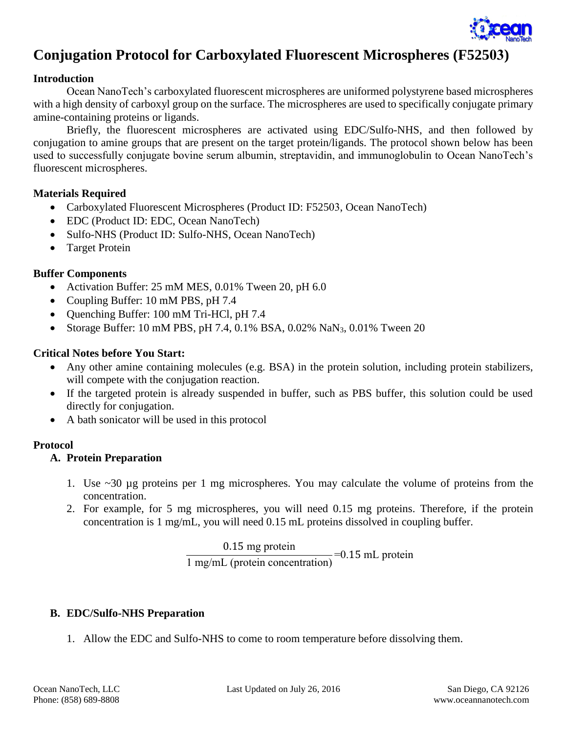# Conjugation Protocol for Carboxylated Fluorescent Microspheres (F52503)

## Introduction

Ocean NanoTech's carboxylated fluorescent microspheres are uniformed polystyrene based microspheres with a high density of carboxyl group on the surface. The microspheres are used to specifically conjugate primary amine-containing proteins or ligands.

Briefly, the fluorescent microspheres are activated using EDC/Sulfo-NHS, and then followed by conjugation to amine groups that are present on the target protein/ligands. The protocol shown below has been used to successfully conjugate bovine serum albumin, streptavidin, and immunoglobulin to Ocean NanoTech's fluorescent microspheres.

## Materials Required

- Carboxylated Fluorescent Microspheres (Product ID: F52503, Ocean NanoTech)
- EDC (Product ID: EDC, Ocean NanoTech)
- Sulfo-NHS (Product ID: Sulfo-NHS, Ocean NanoTech)
- Target Protein

## Buffer Components

- Activation Buffer: 25 mM MES, 0.01% Tween 20, pH 6.0
- Coupling Buffer: 10 mM PBS, pH 7.4
- Quenching Buffer: 100 mM Tri-HCl, pH 7.4
- Storage Buffer: 10 mM PBS, pH 7.4, 0.1% BSA, 0.02% $NaN_3$, 0.01% Tween 20

## Critical Notes before You Start:

- Any other amine containing molecules (e.g. BSA) in the protein solution, including protein stabilizers, will compete with the conjugation reaction.
- If the targeted protein is already suspended in buffer, such as PBS buffer, this solution could be used directly for conjugation.
- A bath sonicator will be used in this protocol

## Protocol

### A. Protein Preparation

1. Use ~30 µg proteins per 1 mg microspheres. You may calculate the volume of proteins from the concentration.
2. For example, for 5 mg microspheres, you will need 0.15 mg proteins. Therefore, if the protein concentration is 1 mg/mL, you will need 0.15 mL proteins dissolved in coupling buffer.

$$\frac{0.15 \text{ mg protein}}{1 \text{ mg/mL (protein concentration)}} = 0.15 \text{ mL protein}$$

### B. EDC/Sulfo-NHS Preparation

1. Allow the EDC and Sulfo-NHS to come to room temperature before dissolving them.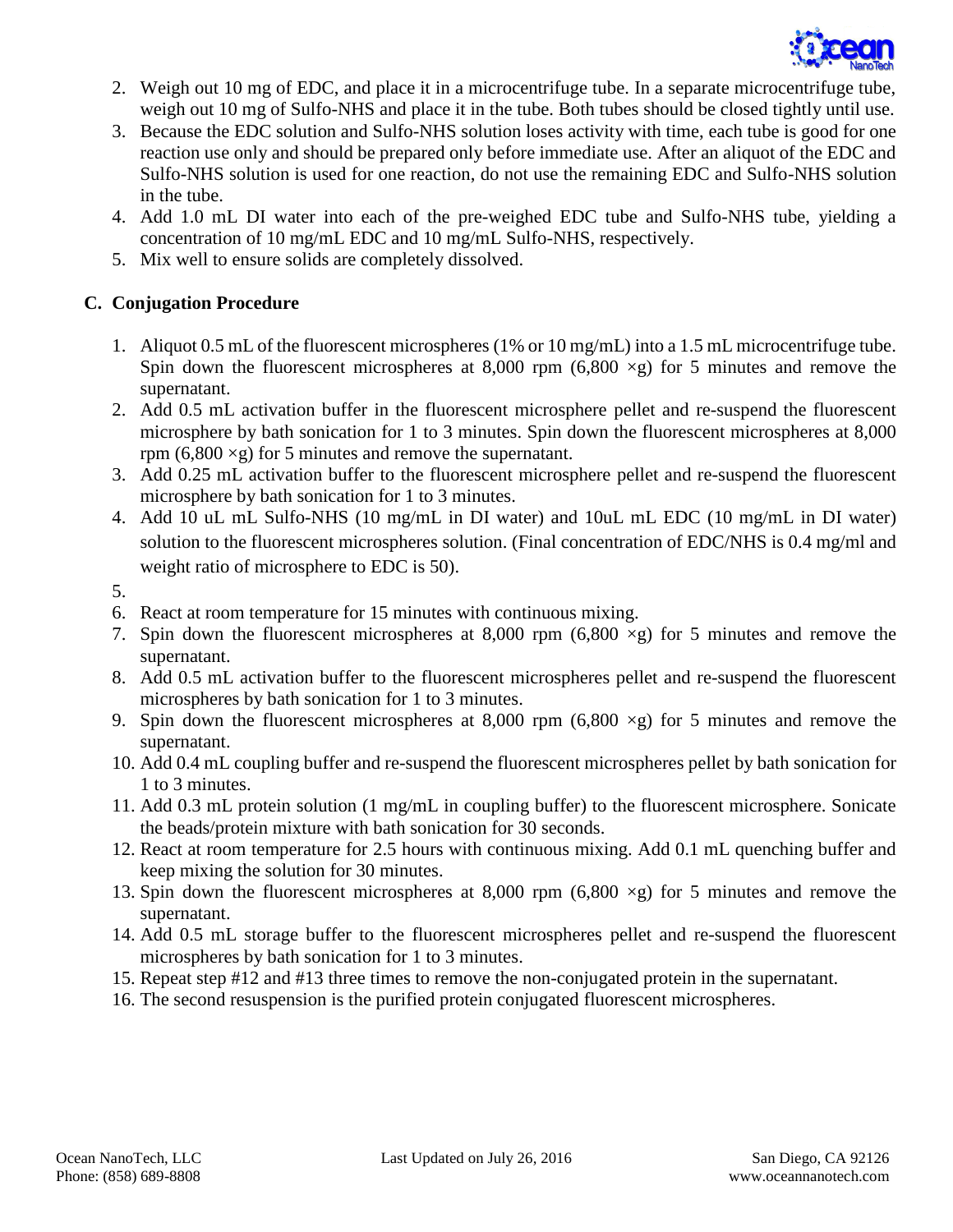2. Weigh out 10 mg of EDC, and place it in a microcentrifuge tube. In a separate microcentrifuge tube, weigh out 10 mg of Sulfo-NHS and place it in the tube. Both tubes should be closed tightly until use.
3. Because the EDC solution and Sulfo-NHS solution loses activity with time, each tube is good for one reaction use only and should be prepared only before immediate use. After an aliquot of the EDC and Sulfo-NHS solution is used for one reaction, do not use the remaining EDC and Sulfo-NHS solution in the tube.
4. Add 1.0 mL DI water into each of the pre-weighed EDC tube and Sulfo-NHS tube, yielding a concentration of 10 mg/mL EDC and 10 mg/mL Sulfo-NHS, respectively.
5. Mix well to ensure solids are completely dissolved.

## C. Conjugation Procedure

1. Aliquot 0.5 mL of the fluorescent microspheres (1% or 10 mg/mL) into a 1.5 mL microcentrifuge tube. Spin down the fluorescent microspheres at 8,000 rpm (6,800 ×g) for 5 minutes and remove the supernatant.
2. Add 0.5 mL activation buffer in the fluorescent microsphere pellet and re-suspend the fluorescent microsphere by bath sonication for 1 to 3 minutes. Spin down the fluorescent microspheres at 8,000 rpm (6,800 ×g) for 5 minutes and remove the supernatant.
3. Add 0.25 mL activation buffer to the fluorescent microsphere pellet and re-suspend the fluorescent microsphere by bath sonication for 1 to 3 minutes.
4. Add 10 uL mL Sulfo-NHS (10 mg/mL in DI water) and 10uL mL EDC (10 mg/mL in DI water) solution to the fluorescent microspheres solution. (Final concentration of EDC/NHS is 0.4 mg/ml and weight ratio of microsphere to EDC is 50).
5. 
6. React at room temperature for 15 minutes with continuous mixing.
7. Spin down the fluorescent microspheres at 8,000 rpm (6,800 ×g) for 5 minutes and remove the supernatant.
8. Add 0.5 mL activation buffer to the fluorescent microspheres pellet and re-suspend the fluorescent microspheres by bath sonication for 1 to 3 minutes.
9. Spin down the fluorescent microspheres at 8,000 rpm (6,800 ×g) for 5 minutes and remove the supernatant.
10. Add 0.4 mL coupling buffer and re-suspend the fluorescent microspheres pellet by bath sonication for 1 to 3 minutes.
11. Add 0.3 mL protein solution (1 mg/mL in coupling buffer) to the fluorescent microsphere. Sonicate the beads/protein mixture with bath sonication for 30 seconds.
12. React at room temperature for 2.5 hours with continuous mixing. Add 0.1 mL quenching buffer and keep mixing the solution for 30 minutes.
13. Spin down the fluorescent microspheres at 8,000 rpm (6,800 ×g) for 5 minutes and remove the supernatant.
14. Add 0.5 mL storage buffer to the fluorescent microspheres pellet and re-suspend the fluorescent microspheres by bath sonication for 1 to 3 minutes.
15. Repeat step #12 and #13 three times to remove the non-conjugated protein in the supernatant.
16. The second resuspension is the purified protein conjugated fluorescent microspheres.